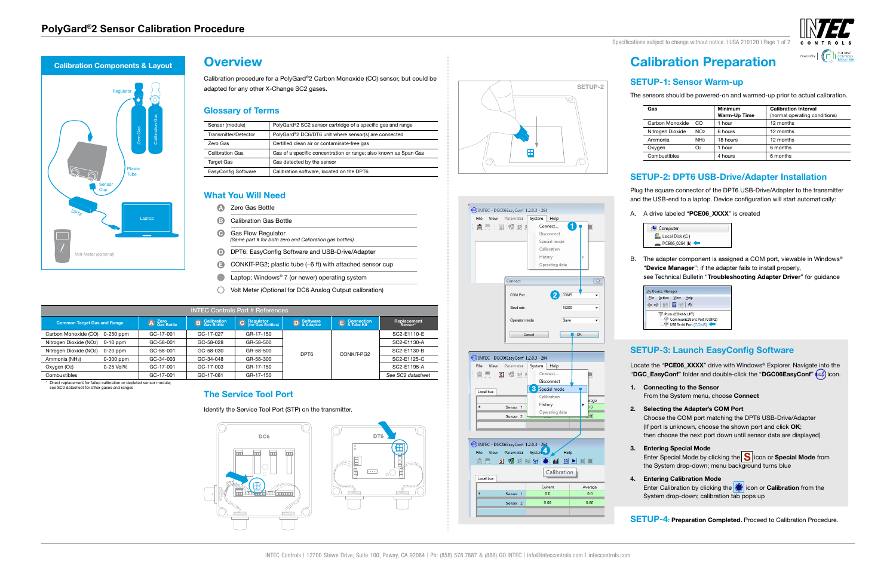# PolyGard®2 Sensor Calibration Procedure

## Calibration Components & Layout

Regulator

Zero Gas

Calibration Gas

Plastic Tube

Sensor Cup

DPT6

Laptop

Volt Meter (optional)

## Overview

Calibration procedure for a PolyGard®2 Carbon Monoxide (CO) sensor, but could be adapted for any other X-Change SC2 gases.

### Glossary of Terms

| | |
|---|---|
| Sensor (module) | PolyGard®2 SC2 sensor cartridge of a specific gas and range |
| Transmitter/Detector | PolyGard®2 DC6/DT6 unit where sensor(s) are connected |
| Zero Gas | Certified clean air or contaminate-free gas |
| Calibration Gas | Gas of a specific concentration or range; also known as Span Gas |
| Target Gas | Gas detected by the sensor |
| EasyConfig Software | Calibration software, located on the DPT6 |

### What You Will Need

- **A** Zero Gas Bottle
- **B** Calibration Gas Bottle
- **C** Gas Flow Regulator
  *(Same part # for both zero and Calibration gas bottles)*
- **D** DPT6; EasyConfig Software and USB-Drive/Adapter
- **E** CONKIT-PG2; plastic tube (~6 ft) with attached sensor cup
- Laptop; Windows® 7 (or newer) operating system
- Volt Meter (Optional for DC6 Analog Output calibration)

### INTEC Controls Part # References

| Common Target Gas and Range | | A Zero Gas Bottle | B Calibration Gas Bottle | C Regulator (for Gas Bottles) | D Software & Adapter | E Connection & Tube Kit | Replacement Sensor* |
|---|---|---|---|---|---|---|---|
| Carbon Monoxide (CO) | 0-250 ppm | GC-17-001 | GC-17-027 | GR-17-150 | DPT6 | CONKIT-PG2 | SC2-E1110-E |
| Nitrogen Dioxide ($NO_2$) | 0-10 ppm | GC-58-001 | GC-58-028 | GR-58-500 | | | SC2-E1130-A |
| Nitrogen Dioxide ($NO_2$) | 0-20 ppm | GC-58-001 | GC-58-030 | GR-58-500 | | | SC2-E1130-B |
| Ammonia ($NH_3$) | 0-300 ppm | GC-34-003 | GC-34-048 | GR-58-300 | | | SC2-E1125-C |
| Oxygen ($O_2$) | 0-25 Vol% | GC-17-001 | GC-17-003 | GR-17-150 | | | SC2-E1195-A |
| Combustibles | | GC-17-001 | GC-17-081 | GR-17-150 | | | *See SC2 datasheet* |

\* Direct replacement for failed calibration or depleted sensor module; see SC2 datasheet for other gases and ranges

### The Service Tool Port

Identify the Service Tool Port (STP) on the transmitter.

DC6 DT6

## Calibration Preparation

### SETUP-1: Sensor Warm-up

The sensors should be powered-on and warmed-up prior to actual calibration.

| Gas | | Minimum Warm-Up Time | Calibration Interval (normal operating conditions) |
|---|---|---|---|
| Carbon Monoxide | CO | 1 hour | 12 months |
| Nitrogen Dioxide | $NO_2$ | 6 hours | 12 months |
| Ammonia | $NH_3$ | 18 hours | 12 months |
| Oxygen | $O_2$ | 1 hour | 6 months |
| Combustibles | | 4 hours | 6 months |

### SETUP-2: DPT6 USB-Drive/Adapter Installation

Plug the square connector of the DPT6 USB-Drive/Adapter to the transmitter and the USB-end to a laptop. Device configuration will start automatically:

A. A drive labeled "**PCE06_XXXX**" is created

B. The adapter component is assigned a COM port, viewable in Windows® "**Device Manager**"; if the adapter fails to install properly, see Technical Bulletin "**Troubleshooting Adapter Driver**" for guidance

### SETUP-3: Launch EasyConfig Software

Locate the "**PCE06_XXXX**" drive with Windows® Explorer. Navigate into the "**DGC_EasyConf**" folder and double-click the "**DGC06EasyConf**" icon.

1. **Connecting to the Sensor**
   From the System menu, choose **Connect**
2. **Selecting the Adapter's COM Port**
   Choose the COM port matching the DPT6 USB-Drive/Adapter
   (If port is unknown, choose the shown port and click **OK**;
   then choose the next port down until sensor data are displayed)
3. **Entering Special Mode**
   Enter Special Mode by clicking the **S** icon or **Special Mode** from the System drop-down; menu background turns blue
4. **Entering Calibration Mode**
   Enter Calibration by clicking the icon or **Calibration** from the System drop-down; calibration tab pops up

**SETUP-4: Preparation Completed.** Proceed to Calibration Procedure.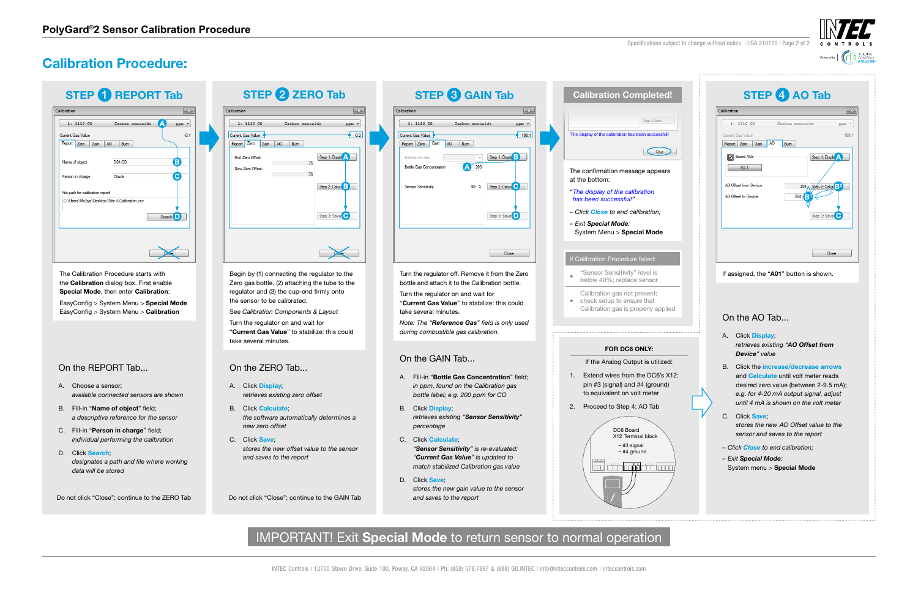# PolyGard®2 Sensor Calibration Procedure

## Calibration Procedure:

### STEP 1 REPORT Tab

The Calibration Procedure starts with the **Calibration** dialog box. First enable **Special Mode**, then enter **Calibration**:

EasyConfig > System Menu > **Special Mode**
EasyConfig > System Menu > **Calibration**

On the REPORT Tab...

A. Choose a sensor;
*available connected sensors are shown*

B. Fill-in "**Name of object**" field;
*a descriptive reference for the sensor*

C. Fill-in "**Person in charge**" field;
*individual performing the calibration*

D. Click Search;
*designates a path and file where working data will be stored*

Do not click "Close"; continue to the ZERO Tab

### STEP 2 ZERO Tab

Begin by (1) connecting the regulator to the Zero gas bottle, (2) attaching the tube to the regulator and (3) the cup-end firmly onto the sensor to be calibrated.

See *Calibration Components & Layout*

Turn the regulator on and wait for "**Current Gas Value**" to stabilize: this could take several minutes.

On the ZERO Tab...

A. Click Display;
*retrieves existing zero offset*

B. Click Calculate;
*the software automatically determines a new zero offset*

C. Click Save;
*stores the new offset value to the sensor and saves to the report*

Do not click "Close"; continue to the GAIN Tab

### STEP 3 GAIN Tab

Turn the regulator off. Remove it from the Zero bottle and attach it to the Calibration bottle.

Turn the regulator on and wait for "**Current Gas Value**" to stabilize: this could take several minutes.

*Note: The "**Reference Gas**" field is only used during combustible gas calibration.*

On the GAIN Tab...

A. Fill-in "**Bottle Gas Concentration**" field;
*in ppm, found on the Calibration gas bottle label; e.g. 200 ppm for CO*

B. Click Display;
*retrieves existing "**Sensor Sensitivity**" percentage*

C. Click Calculate;
*"**Sensor Sensitivity**" is re-evaluated; "**Current Gas Value**" is updated to match stabilized Calibration gas value*

D. Click Save;
*stores the new gain value to the sensor and saves to the report*

### Calibration Completed!

The display of the calibration has been successful!

The confirmation message appears at the bottom:

*"The display of the calibration has been successful!"*

– *Click Close to end calibration;*

– *Exit **Special Mode**:*
System Menu > **Special Mode**

**If Calibration Procedure failed:**

- "Sensor Sensitivity" level is below 40%; replace sensor
- Calibration gas not present; check setup to ensure that Calibration gas is properly applied

**FOR DC6 ONLY:**

If the Analog Output is utilized:

1. Extend wires from the DC6's X12: pin #3 (signal) and #4 (ground) to equivalent on volt meter
2. Proceed to Step 4: AO Tab

DC6 Board
X12 Terminal block
– #3 signal
– #4 ground

### STEP 4 AO Tab

If assigned, the "**A01**" button is shown.

On the AO Tab...

A. Click Display;
*retrieves existing "**AO Offset from Device**" value*

B. Click the increase/decrease arrows and Calculate until volt meter reads desired zero value (between 2-9.5 mA);
*e.g. for 4-20 mA output signal, adjust until 4 mA is shown on the volt meter*

C. Click Save;
*stores the new AO Offset value to the sensor and saves to the report*

– *Click Close to end calibration;*

– *Exit **Special Mode**:*
System menu > **Special Mode**

**IMPORTANT! Exit Special Mode to return sensor to normal operation**

INTEC Controls | 12700 Stowe Drive, Suite 100, Poway, CA 92064 | Ph: (858) 578.7887 & (888) GO.INTEC | info@inteccontrols.com | inteccontrols.com